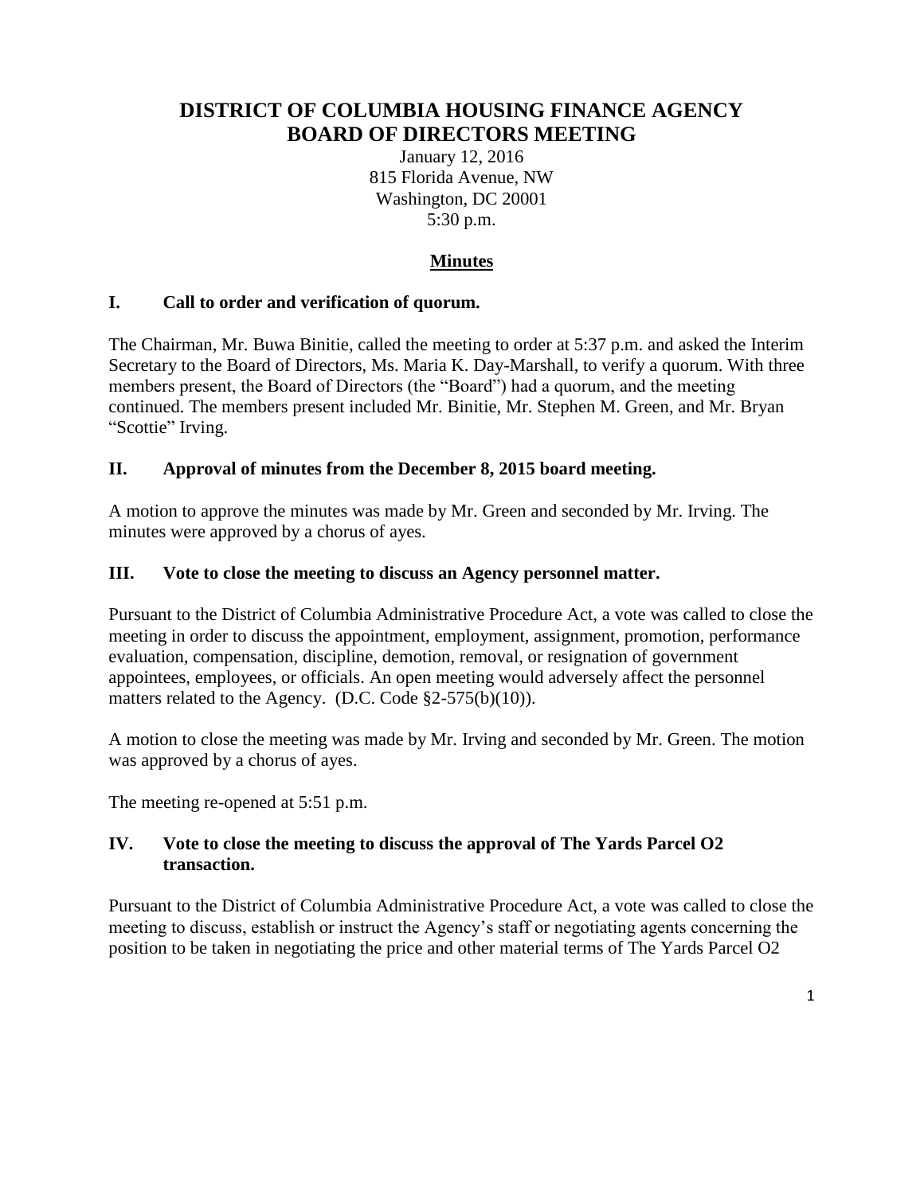# DISTRICT OF COLUMBIA HOUSING FINANCE AGENCY
# BOARD OF DIRECTORS MEETING

January 12, 2016
815 Florida Avenue, NW
Washington, DC 20001
5:30 p.m.

## Minutes

### I. Call to order and verification of quorum.

The Chairman, Mr. Buwa Binitie, called the meeting to order at 5:37 p.m. and asked the Interim Secretary to the Board of Directors, Ms. Maria K. Day-Marshall, to verify a quorum. With three members present, the Board of Directors (the "Board") had a quorum, and the meeting continued. The members present included Mr. Binitie, Mr. Stephen M. Green, and Mr. Bryan "Scottie" Irving.

### II. Approval of minutes from the December 8, 2015 board meeting.

A motion to approve the minutes was made by Mr. Green and seconded by Mr. Irving. The minutes were approved by a chorus of ayes.

### III. Vote to close the meeting to discuss an Agency personnel matter.

Pursuant to the District of Columbia Administrative Procedure Act, a vote was called to close the meeting in order to discuss the appointment, employment, assignment, promotion, performance evaluation, compensation, discipline, demotion, removal, or resignation of government appointees, employees, or officials. An open meeting would adversely affect the personnel matters related to the Agency. (D.C. Code §2-575(b)(10)).

A motion to close the meeting was made by Mr. Irving and seconded by Mr. Green. The motion was approved by a chorus of ayes.

The meeting re-opened at 5:51 p.m.

### IV. Vote to close the meeting to discuss the approval of The Yards Parcel O2 transaction.

Pursuant to the District of Columbia Administrative Procedure Act, a vote was called to close the meeting to discuss, establish or instruct the Agency's staff or negotiating agents concerning the position to be taken in negotiating the price and other material terms of The Yards Parcel O2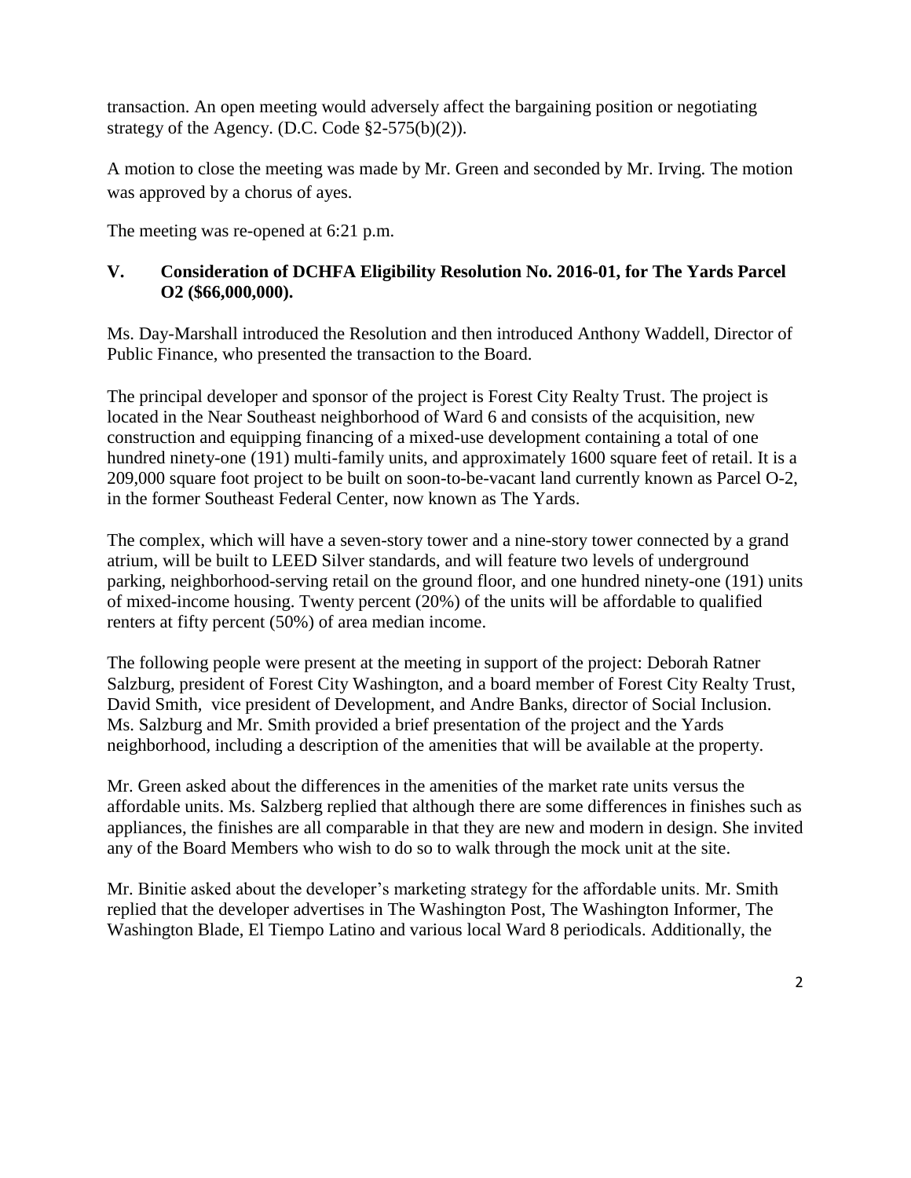transaction. An open meeting would adversely affect the bargaining position or negotiating strategy of the Agency. (D.C. Code §2-575(b)(2)).

A motion to close the meeting was made by Mr. Green and seconded by Mr. Irving. The motion was approved by a chorus of ayes.

The meeting was re-opened at 6:21 p.m.

### V. Consideration of DCHFA Eligibility Resolution No. 2016-01, for The Yards Parcel O2 ($66,000,000).

Ms. Day-Marshall introduced the Resolution and then introduced Anthony Waddell, Director of Public Finance, who presented the transaction to the Board.

The principal developer and sponsor of the project is Forest City Realty Trust. The project is located in the Near Southeast neighborhood of Ward 6 and consists of the acquisition, new construction and equipping financing of a mixed-use development containing a total of one hundred ninety-one (191) multi-family units, and approximately 1600 square feet of retail. It is a 209,000 square foot project to be built on soon-to-be-vacant land currently known as Parcel O-2, in the former Southeast Federal Center, now known as The Yards.

The complex, which will have a seven-story tower and a nine-story tower connected by a grand atrium, will be built to LEED Silver standards, and will feature two levels of underground parking, neighborhood-serving retail on the ground floor, and one hundred ninety-one (191) units of mixed-income housing. Twenty percent (20%) of the units will be affordable to qualified renters at fifty percent (50%) of area median income.

The following people were present at the meeting in support of the project: Deborah Ratner Salzburg, president of Forest City Washington, and a board member of Forest City Realty Trust, David Smith, vice president of Development, and Andre Banks, director of Social Inclusion. Ms. Salzburg and Mr. Smith provided a brief presentation of the project and the Yards neighborhood, including a description of the amenities that will be available at the property.

Mr. Green asked about the differences in the amenities of the market rate units versus the affordable units. Ms. Salzberg replied that although there are some differences in finishes such as appliances, the finishes are all comparable in that they are new and modern in design. She invited any of the Board Members who wish to do so to walk through the mock unit at the site.

Mr. Binitie asked about the developer's marketing strategy for the affordable units. Mr. Smith replied that the developer advertises in The Washington Post, The Washington Informer, The Washington Blade, El Tiempo Latino and various local Ward 8 periodicals. Additionally, the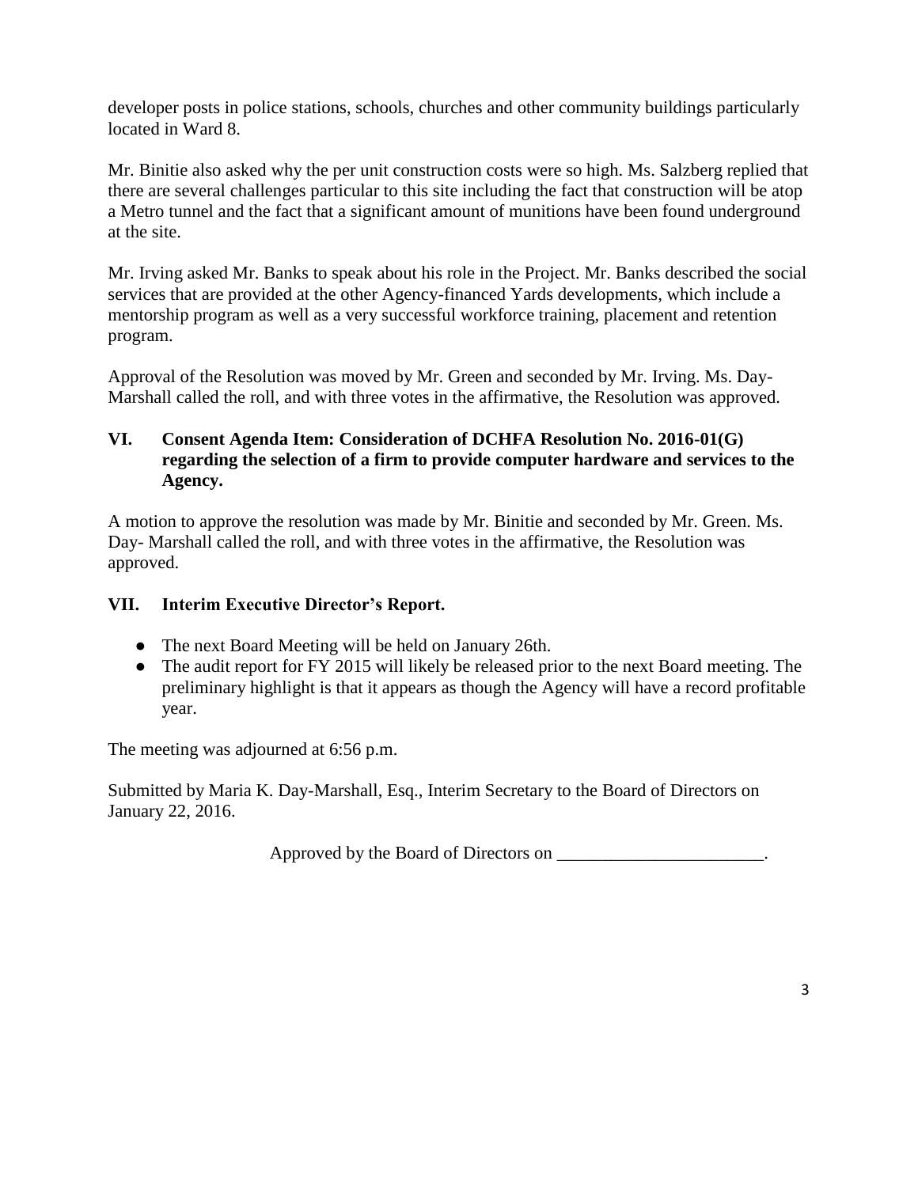developer posts in police stations, schools, churches and other community buildings particularly located in Ward 8.

Mr. Binitie also asked why the per unit construction costs were so high. Ms. Salzberg replied that there are several challenges particular to this site including the fact that construction will be atop a Metro tunnel and the fact that a significant amount of munitions have been found underground at the site.

Mr. Irving asked Mr. Banks to speak about his role in the Project. Mr. Banks described the social services that are provided at the other Agency-financed Yards developments, which include a mentorship program as well as a very successful workforce training, placement and retention program.

Approval of the Resolution was moved by Mr. Green and seconded by Mr. Irving. Ms. Day-Marshall called the roll, and with three votes in the affirmative, the Resolution was approved.

### VI. Consent Agenda Item: Consideration of DCHFA Resolution No. 2016-01(G) regarding the selection of a firm to provide computer hardware and services to the Agency.

A motion to approve the resolution was made by Mr. Binitie and seconded by Mr. Green. Ms. Day- Marshall called the roll, and with three votes in the affirmative, the Resolution was approved.

### VII. Interim Executive Director's Report.

- The next Board Meeting will be held on January 26th.
- The audit report for FY 2015 will likely be released prior to the next Board meeting. The preliminary highlight is that it appears as though the Agency will have a record profitable year.

The meeting was adjourned at 6:56 p.m.

Submitted by Maria K. Day-Marshall, Esq., Interim Secretary to the Board of Directors on January 22, 2016.

Approved by the Board of Directors on _______________________.